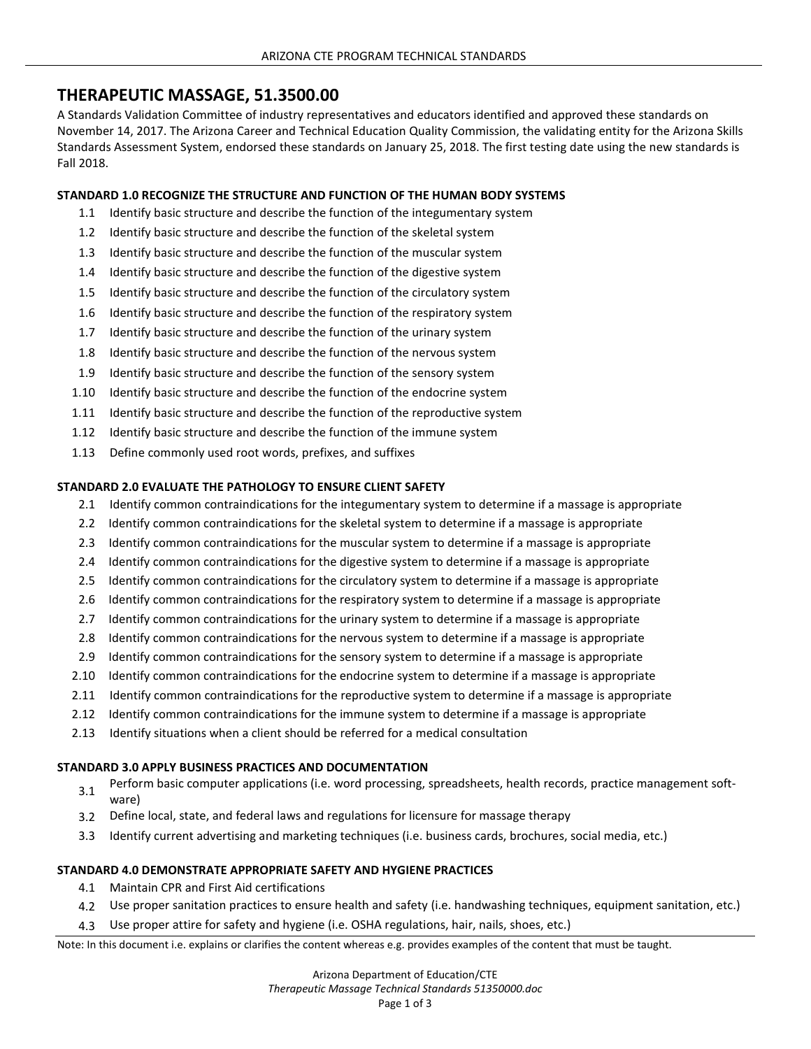# THERAPEUTIC MASSAGE, 51.3500.00

A Standards Validation Committee of industry representatives and educators identified and approved these standards on November 14, 2017. The Arizona Career and Technical Education Quality Commission, the validating entity for the Arizona Skills Standards Assessment System, endorsed these standards on January 25, 2018. The first testing date using the new standards is Fall 2018.

## STANDARD 1.0 RECOGNIZE THE STRUCTURE AND FUNCTION OF THE HUMAN BODY SYSTEMS

1.1 Identify basic structure and describe the function of the integumentary system
1.2 Identify basic structure and describe the function of the skeletal system
1.3 Identify basic structure and describe the function of the muscular system
1.4 Identify basic structure and describe the function of the digestive system
1.5 Identify basic structure and describe the function of the circulatory system
1.6 Identify basic structure and describe the function of the respiratory system
1.7 Identify basic structure and describe the function of the urinary system
1.8 Identify basic structure and describe the function of the nervous system
1.9 Identify basic structure and describe the function of the sensory system
1.10 Identify basic structure and describe the function of the endocrine system
1.11 Identify basic structure and describe the function of the reproductive system
1.12 Identify basic structure and describe the function of the immune system
1.13 Define commonly used root words, prefixes, and suffixes

## STANDARD 2.0 EVALUATE THE PATHOLOGY TO ENSURE CLIENT SAFETY

2.1 Identify common contraindications for the integumentary system to determine if a massage is appropriate
2.2 Identify common contraindications for the skeletal system to determine if a massage is appropriate
2.3 Identify common contraindications for the muscular system to determine if a massage is appropriate
2.4 Identify common contraindications for the digestive system to determine if a massage is appropriate
2.5 Identify common contraindications for the circulatory system to determine if a massage is appropriate
2.6 Identify common contraindications for the respiratory system to determine if a massage is appropriate
2.7 Identify common contraindications for the urinary system to determine if a massage is appropriate
2.8 Identify common contraindications for the nervous system to determine if a massage is appropriate
2.9 Identify common contraindications for the sensory system to determine if a massage is appropriate
2.10 Identify common contraindications for the endocrine system to determine if a massage is appropriate
2.11 Identify common contraindications for the reproductive system to determine if a massage is appropriate
2.12 Identify common contraindications for the immune system to determine if a massage is appropriate
2.13 Identify situations when a client should be referred for a medical consultation

## STANDARD 3.0 APPLY BUSINESS PRACTICES AND DOCUMENTATION

3.1 Perform basic computer applications (i.e. word processing, spreadsheets, health records, practice management software)
3.2 Define local, state, and federal laws and regulations for licensure for massage therapy
3.3 Identify current advertising and marketing techniques (i.e. business cards, brochures, social media, etc.)

## STANDARD 4.0 DEMONSTRATE APPROPRIATE SAFETY AND HYGIENE PRACTICES

4.1 Maintain CPR and First Aid certifications
4.2 Use proper sanitation practices to ensure health and safety (i.e. handwashing techniques, equipment sanitation, etc.)
4.3 Use proper attire for safety and hygiene (i.e. OSHA regulations, hair, nails, shoes, etc.)

Note: In this document i.e. explains or clarifies the content whereas e.g. provides examples of the content that must be taught.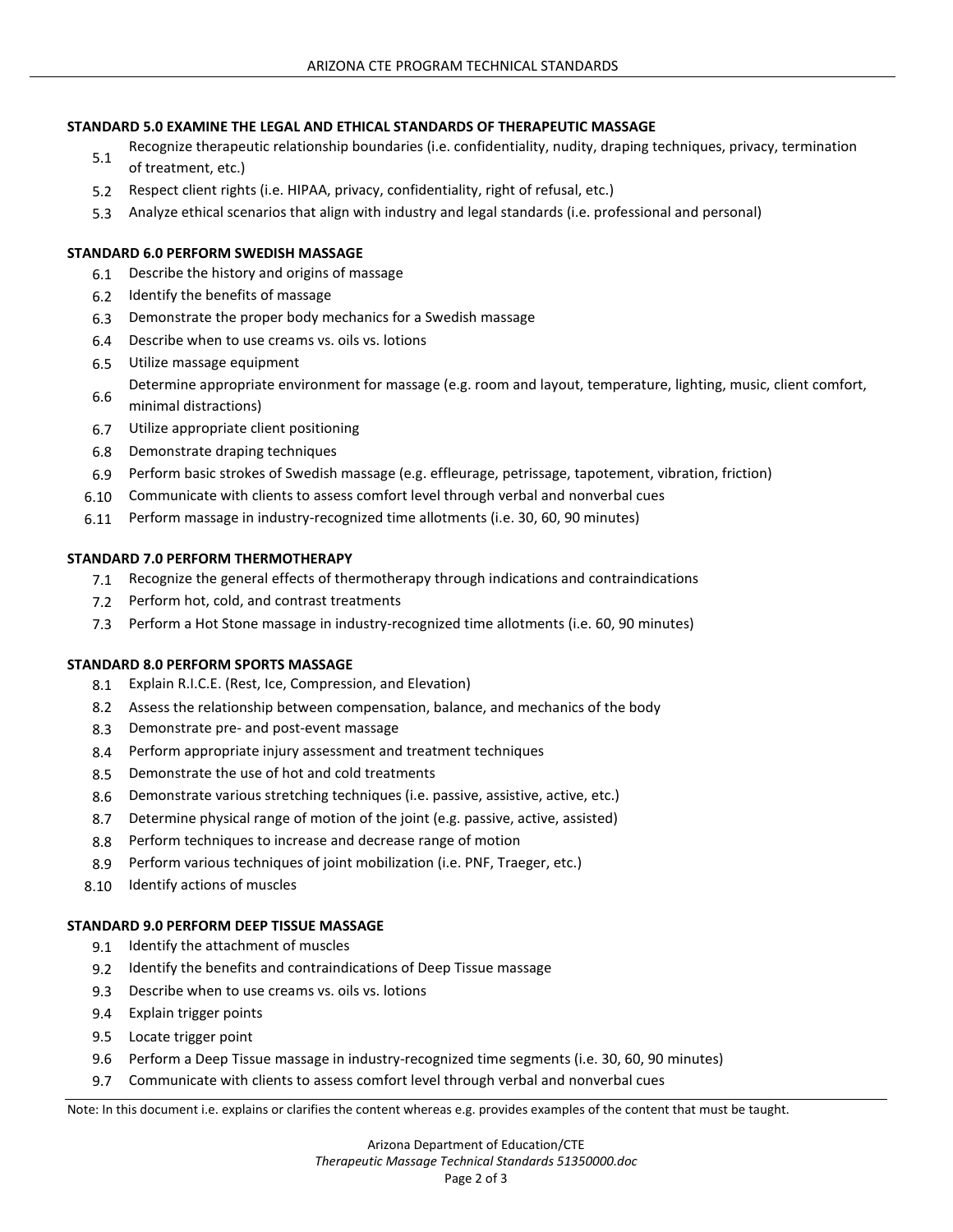## STANDARD 5.0 EXAMINE THE LEGAL AND ETHICAL STANDARDS OF THERAPEUTIC MASSAGE

- 5.1 Recognize therapeutic relationship boundaries (i.e. confidentiality, nudity, draping techniques, privacy, termination of treatment, etc.)
- 5.2 Respect client rights (i.e. HIPAA, privacy, confidentiality, right of refusal, etc.)
- 5.3 Analyze ethical scenarios that align with industry and legal standards (i.e. professional and personal)

## STANDARD 6.0 PERFORM SWEDISH MASSAGE

- 6.1 Describe the history and origins of massage
- 6.2 Identify the benefits of massage
- 6.3 Demonstrate the proper body mechanics for a Swedish massage
- 6.4 Describe when to use creams vs. oils vs. lotions
- 6.5 Utilize massage equipment
- 6.6 Determine appropriate environment for massage (e.g. room and layout, temperature, lighting, music, client comfort, minimal distractions)
- 6.7 Utilize appropriate client positioning
- 6.8 Demonstrate draping techniques
- 6.9 Perform basic strokes of Swedish massage (e.g. effleurage, petrissage, tapotement, vibration, friction)
- 6.10 Communicate with clients to assess comfort level through verbal and nonverbal cues
- 6.11 Perform massage in industry-recognized time allotments (i.e. 30, 60, 90 minutes)

## STANDARD 7.0 PERFORM THERMOTHERAPY

- 7.1 Recognize the general effects of thermotherapy through indications and contraindications
- 7.2 Perform hot, cold, and contrast treatments
- 7.3 Perform a Hot Stone massage in industry-recognized time allotments (i.e. 60, 90 minutes)

## STANDARD 8.0 PERFORM SPORTS MASSAGE

- 8.1 Explain R.I.C.E. (Rest, Ice, Compression, and Elevation)
- 8.2 Assess the relationship between compensation, balance, and mechanics of the body
- 8.3 Demonstrate pre- and post-event massage
- 8.4 Perform appropriate injury assessment and treatment techniques
- 8.5 Demonstrate the use of hot and cold treatments
- 8.6 Demonstrate various stretching techniques (i.e. passive, assistive, active, etc.)
- 8.7 Determine physical range of motion of the joint (e.g. passive, active, assisted)
- 8.8 Perform techniques to increase and decrease range of motion
- 8.9 Perform various techniques of joint mobilization (i.e. PNF, Traeger, etc.)
- 8.10 Identify actions of muscles

## STANDARD 9.0 PERFORM DEEP TISSUE MASSAGE

- 9.1 Identify the attachment of muscles
- 9.2 Identify the benefits and contraindications of Deep Tissue massage
- 9.3 Describe when to use creams vs. oils vs. lotions
- 9.4 Explain trigger points
- 9.5 Locate trigger point
- 9.6 Perform a Deep Tissue massage in industry-recognized time segments (i.e. 30, 60, 90 minutes)
- 9.7 Communicate with clients to assess comfort level through verbal and nonverbal cues

Note: In this document i.e. explains or clarifies the content whereas e.g. provides examples of the content that must be taught.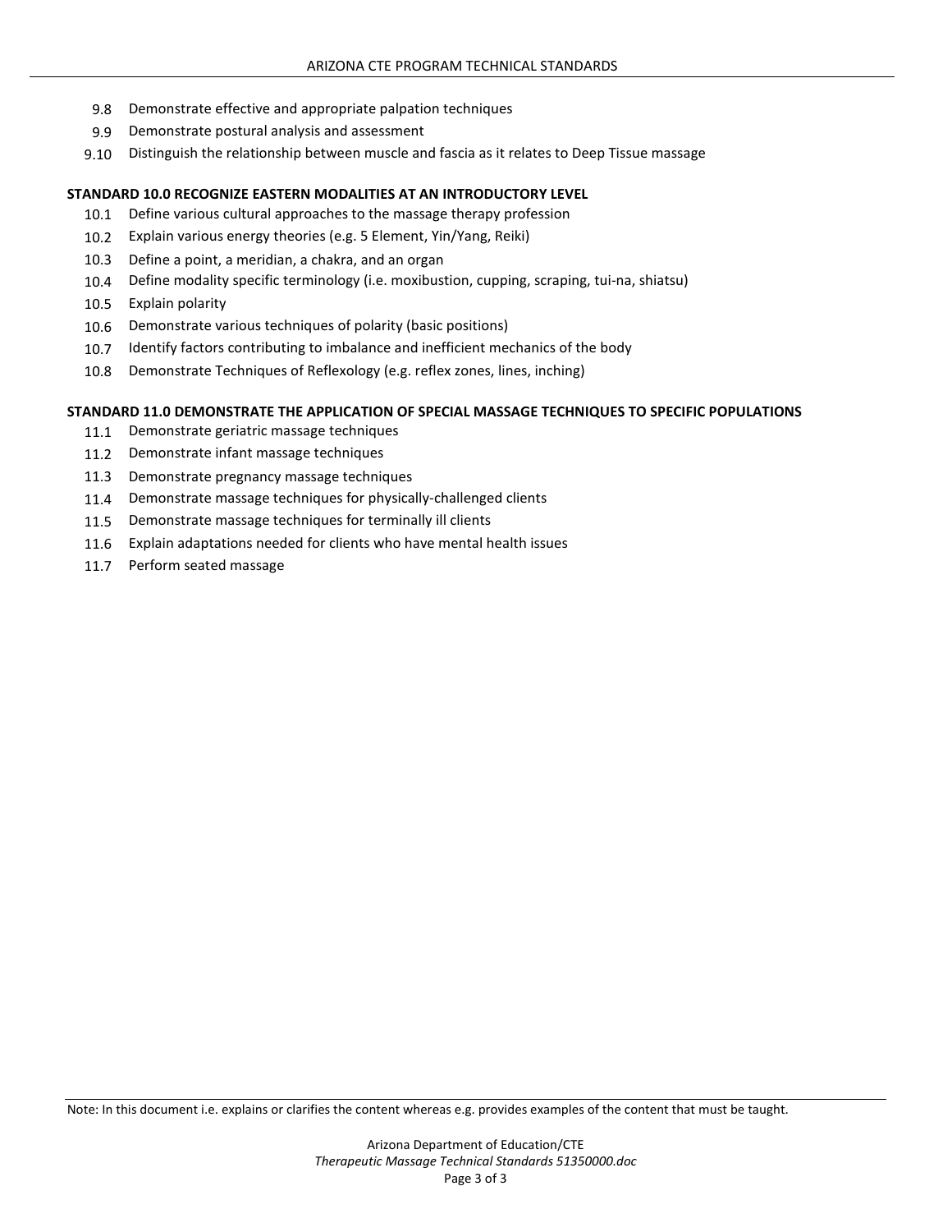9.8 Demonstrate effective and appropriate palpation techniques

9.9 Demonstrate postural analysis and assessment

9.10 Distinguish the relationship between muscle and fascia as it relates to Deep Tissue massage

**STANDARD 10.0 RECOGNIZE EASTERN MODALITIES AT AN INTRODUCTORY LEVEL**

10.1 Define various cultural approaches to the massage therapy profession

10.2 Explain various energy theories (e.g. 5 Element, Yin/Yang, Reiki)

10.3 Define a point, a meridian, a chakra, and an organ

10.4 Define modality specific terminology (i.e. moxibustion, cupping, scraping, tui-na, shiatsu)

10.5 Explain polarity

10.6 Demonstrate various techniques of polarity (basic positions)

10.7 Identify factors contributing to imbalance and inefficient mechanics of the body

10.8 Demonstrate Techniques of Reflexology (e.g. reflex zones, lines, inching)

**STANDARD 11.0 DEMONSTRATE THE APPLICATION OF SPECIAL MASSAGE TECHNIQUES TO SPECIFIC POPULATIONS**

11.1 Demonstrate geriatric massage techniques

11.2 Demonstrate infant massage techniques

11.3 Demonstrate pregnancy massage techniques

11.4 Demonstrate massage techniques for physically-challenged clients

11.5 Demonstrate massage techniques for terminally ill clients

11.6 Explain adaptations needed for clients who have mental health issues

11.7 Perform seated massage

Note: In this document i.e. explains or clarifies the content whereas e.g. provides examples of the content that must be taught.